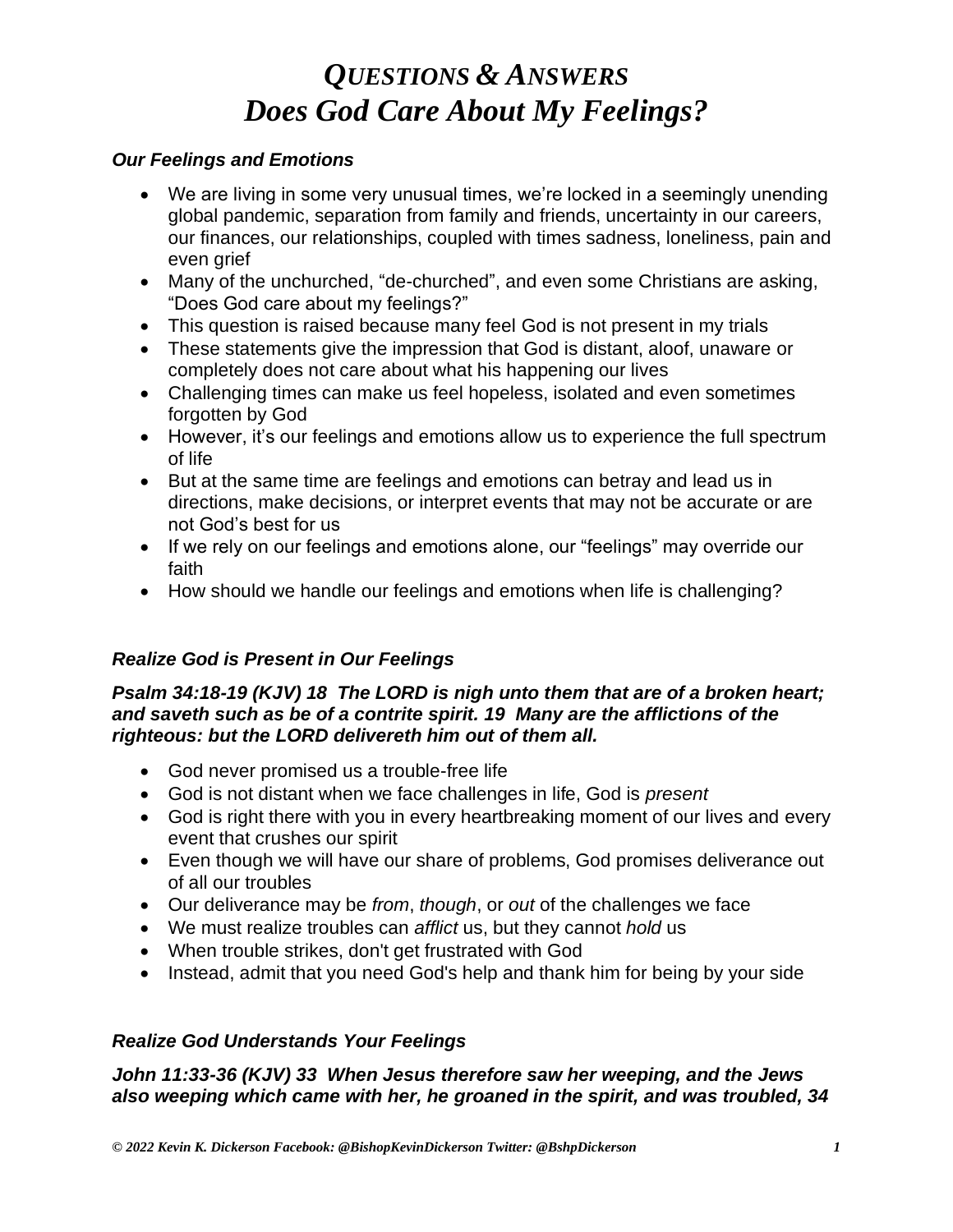# *Questions & Answers*
# *Does God Care About My Feelings?*

### *Our Feelings and Emotions*

- We are living in some very unusual times, we're locked in a seemingly unending global pandemic, separation from family and friends, uncertainty in our careers, our finances, our relationships, coupled with times sadness, loneliness, pain and even grief
- Many of the unchurched, "de-churched", and even some Christians are asking, "Does God care about my feelings?"
- This question is raised because many feel God is not present in my trials
- These statements give the impression that God is distant, aloof, unaware or completely does not care about what his happening our lives
- Challenging times can make us feel hopeless, isolated and even sometimes forgotten by God
- However, it's our feelings and emotions allow us to experience the full spectrum of life
- But at the same time are feelings and emotions can betray and lead us in directions, make decisions, or interpret events that may not be accurate or are not God's best for us
- If we rely on our feelings and emotions alone, our "feelings" may override our faith
- How should we handle our feelings and emotions when life is challenging?

### *Realize God is Present in Our Feelings*

***Psalm 34:18-19 (KJV) 18 The LORD is nigh unto them that are of a broken heart; and saveth such as be of a contrite spirit. 19 Many are the afflictions of the righteous: but the LORD delivereth him out of them all.***

- God never promised us a trouble-free life
- God is not distant when we face challenges in life, God is *present*
- God is right there with you in every heartbreaking moment of our lives and every event that crushes our spirit
- Even though we will have our share of problems, God promises deliverance out of all our troubles
- Our deliverance may be *from*, *though*, or *out* of the challenges we face
- We must realize troubles can *afflict* us, but they cannot *hold* us
- When trouble strikes, don't get frustrated with God
- Instead, admit that you need God's help and thank him for being by your side

### *Realize God Understands Your Feelings*

***John 11:33-36 (KJV) 33 When Jesus therefore saw her weeping, and the Jews also weeping which came with her, he groaned in the spirit, and was troubled, 34***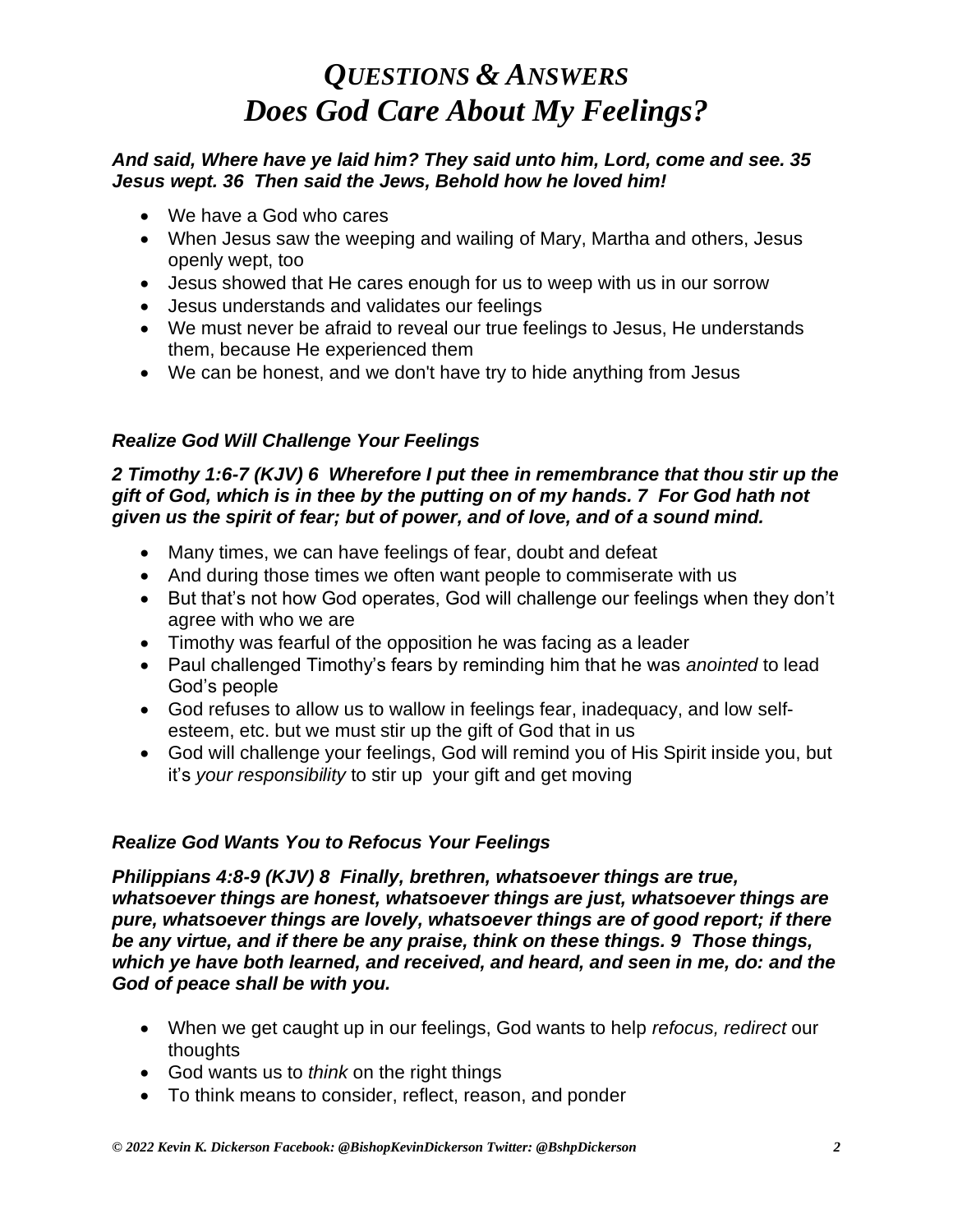# *QUESTIONS & ANSWERS*
# *Does God Care About My Feelings?*

***And said, Where have ye laid him? They said unto him, Lord, come and see. 35 Jesus wept. 36 Then said the Jews, Behold how he loved him!***

- We have a God who cares
- When Jesus saw the weeping and wailing of Mary, Martha and others, Jesus openly wept, too
- Jesus showed that He cares enough for us to weep with us in our sorrow
- Jesus understands and validates our feelings
- We must never be afraid to reveal our true feelings to Jesus, He understands them, because He experienced them
- We can be honest, and we don't have try to hide anything from Jesus

### *Realize God Will Challenge Your Feelings*

***2 Timothy 1:6-7 (KJV) 6 Wherefore I put thee in remembrance that thou stir up the gift of God, which is in thee by the putting on of my hands. 7 For God hath not given us the spirit of fear; but of power, and of love, and of a sound mind.***

- Many times, we can have feelings of fear, doubt and defeat
- And during those times we often want people to commiserate with us
- But that's not how God operates, God will challenge our feelings when they don't agree with who we are
- Timothy was fearful of the opposition he was facing as a leader
- Paul challenged Timothy's fears by reminding him that he was *anointed* to lead God's people
- God refuses to allow us to wallow in feelings fear, inadequacy, and low self-esteem, etc. but we must stir up the gift of God that in us
- God will challenge your feelings, God will remind you of His Spirit inside you, but it's *your responsibility* to stir up your gift and get moving

### *Realize God Wants You to Refocus Your Feelings*

***Philippians 4:8-9 (KJV) 8 Finally, brethren, whatsoever things are true, whatsoever things are honest, whatsoever things are just, whatsoever things are pure, whatsoever things are lovely, whatsoever things are of good report; if there be any virtue, and if there be any praise, think on these things. 9 Those things, which ye have both learned, and received, and heard, and seen in me, do: and the God of peace shall be with you.***

- When we get caught up in our feelings, God wants to help *refocus, redirect* our thoughts
- God wants us to *think* on the right things
- To think means to consider, reflect, reason, and ponder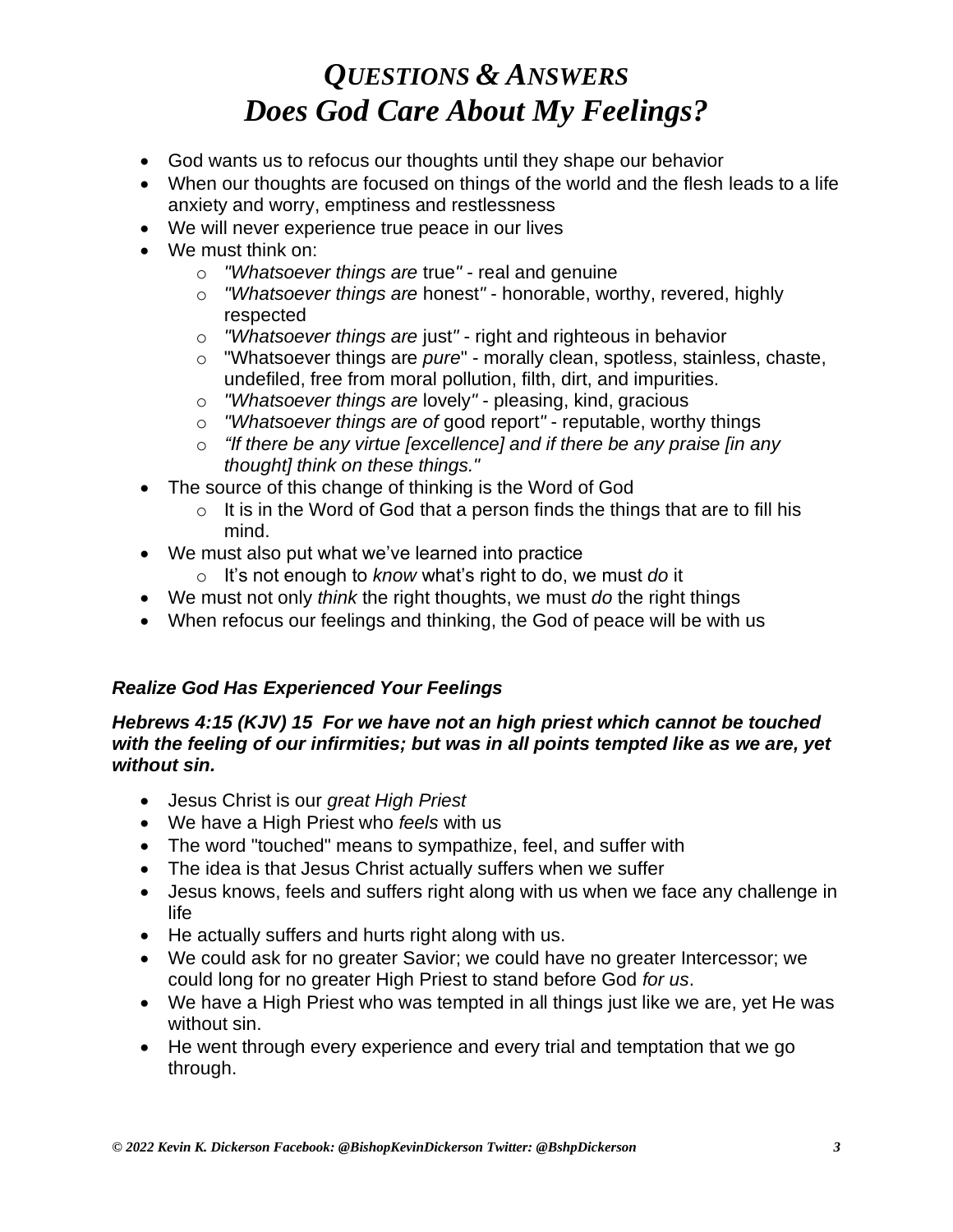# *QUESTIONS & ANSWERS*
# *Does God Care About My Feelings?*

- God wants us to refocus our thoughts until they shape our behavior
- When our thoughts are focused on things of the world and the flesh leads to a life anxiety and worry, emptiness and restlessness
- We will never experience true peace in our lives
- We must think on:
  - *"Whatsoever things are* true*"* - real and genuine
  - *"Whatsoever things are* honest*"* - honorable, worthy, revered, highly respected
  - *"Whatsoever things are* just*"* - right and righteous in behavior
  - "Whatsoever things are *pure*" - morally clean, spotless, stainless, chaste, undefiled, free from moral pollution, filth, dirt, and impurities.
  - *"Whatsoever things are* lovely*"* - pleasing, kind, gracious
  - *"Whatsoever things are of* good report*"* - reputable, worthy things
  - *"If there be any virtue [excellence] and if there be any praise [in any thought] think on these things."*
- The source of this change of thinking is the Word of God
  - It is in the Word of God that a person finds the things that are to fill his mind.
- We must also put what we've learned into practice
  - It's not enough to *know* what's right to do, we must *do* it
- We must not only *think* the right thoughts, we must *do* the right things
- When refocus our feelings and thinking, the God of peace will be with us

***Realize God Has Experienced Your Feelings***

***Hebrews 4:15 (KJV) 15 For we have not an high priest which cannot be touched with the feeling of our infirmities; but was in all points tempted like as we are, yet without sin.***

- Jesus Christ is our *great High Priest*
- We have a High Priest who *feels* with us
- The word "touched" means to sympathize, feel, and suffer with
- The idea is that Jesus Christ actually suffers when we suffer
- Jesus knows, feels and suffers right along with us when we face any challenge in life
- He actually suffers and hurts right along with us.
- We could ask for no greater Savior; we could have no greater Intercessor; we could long for no greater High Priest to stand before God *for us*.
- We have a High Priest who was tempted in all things just like we are, yet He was without sin.
- He went through every experience and every trial and temptation that we go through.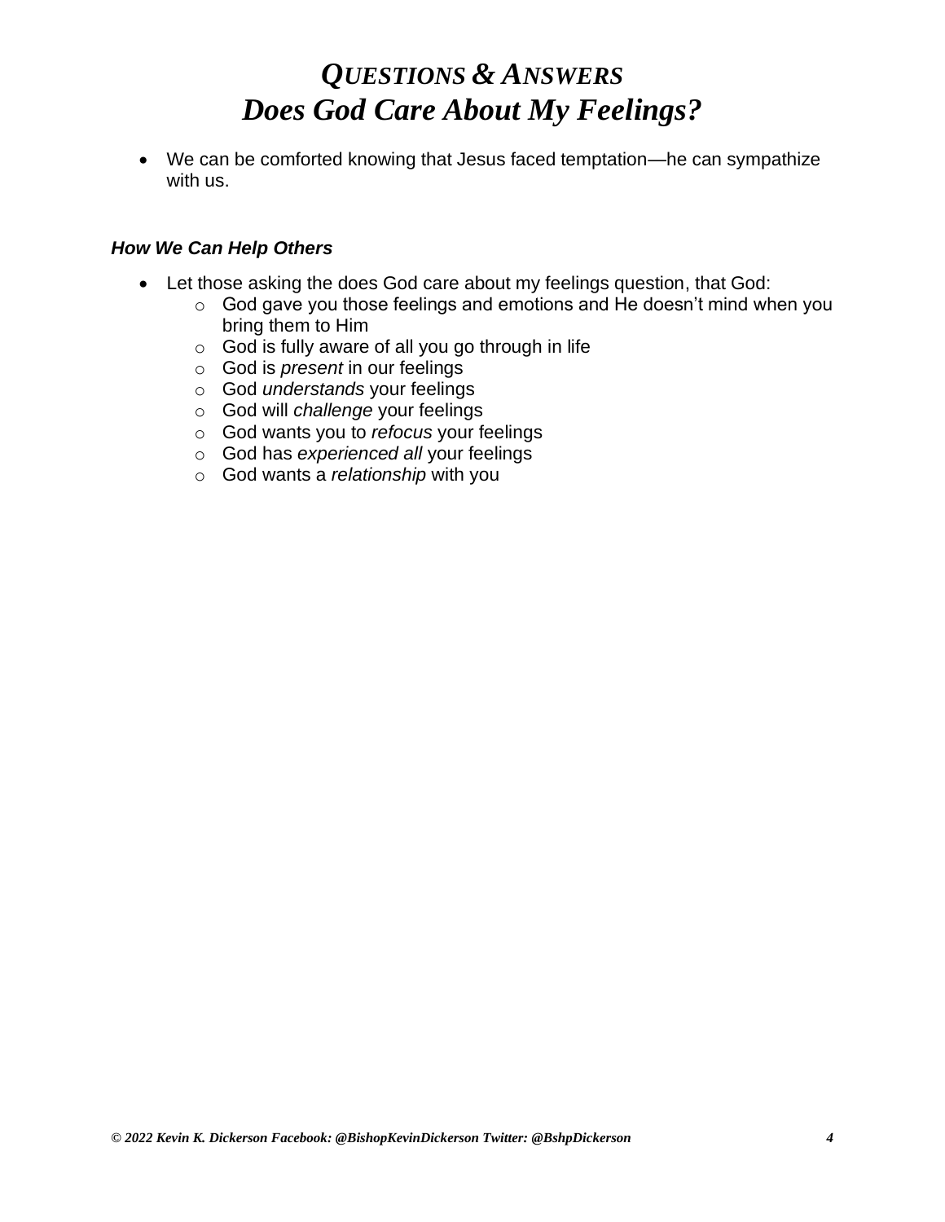# *Questions & Answers*
# *Does God Care About My Feelings?*

- We can be comforted knowing that Jesus faced temptation—he can sympathize with us.

### *How We Can Help Others*

- Let those asking the does God care about my feelings question, that God:
    - God gave you those feelings and emotions and He doesn't mind when you bring them to Him
    - God is fully aware of all you go through in life
    - God is *present* in our feelings
    - God *understands* your feelings
    - God will *challenge* your feelings
    - God wants you to *refocus* your feelings
    - God has *experienced all* your feelings
    - God wants a *relationship* with you

*© 2022 Kevin K. Dickerson Facebook: @BishopKevinDickerson Twitter: @BshpDickerson*